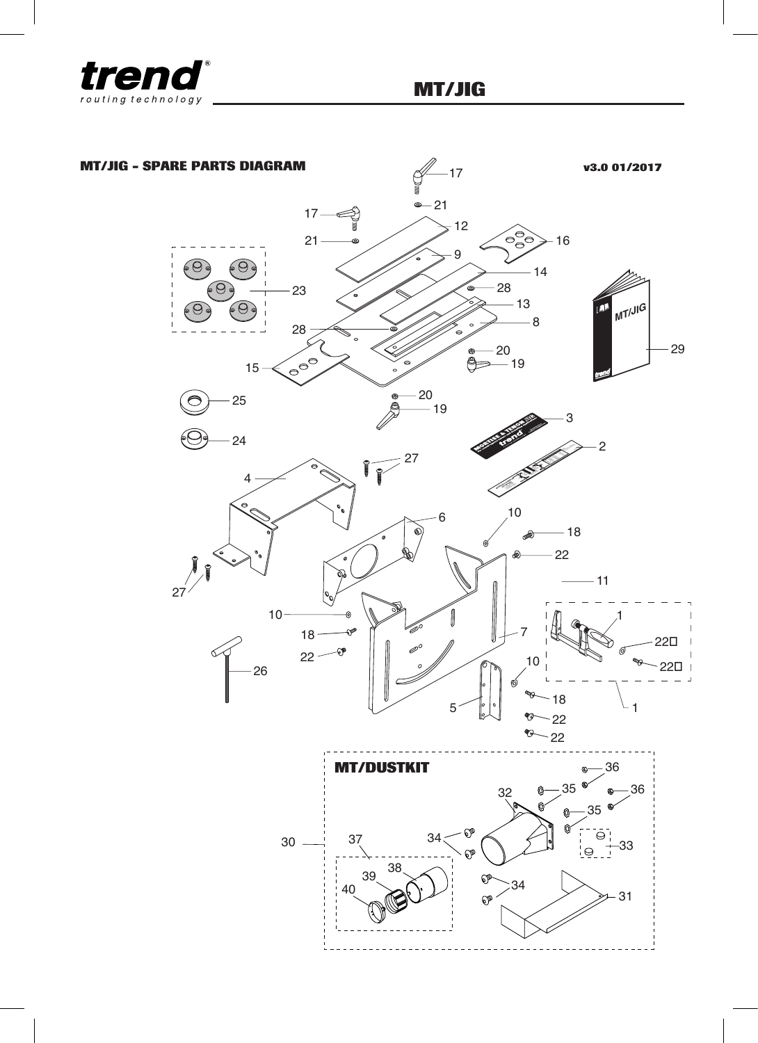# MT/JIG

## MT/JIG - SPARE PARTS DIAGRAM

v3.0 01/2017

MT/DUSTKIT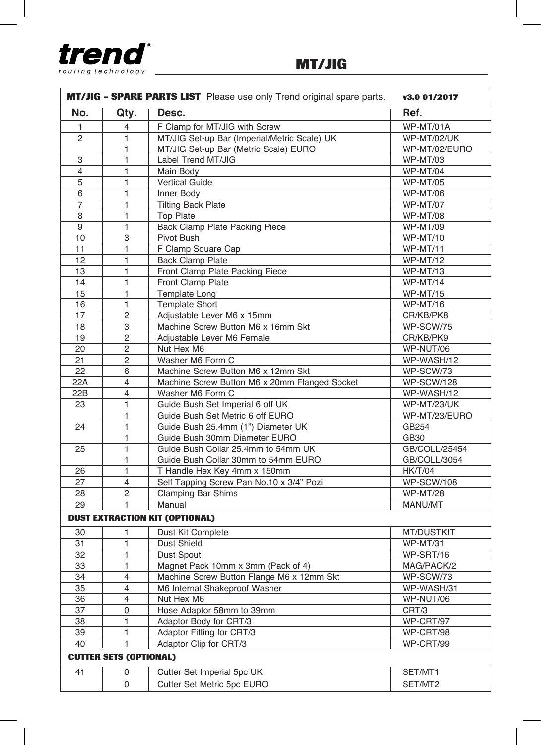# MT/JIG

| **MT/JIG – SPARE PARTS LIST** Please use only Trend original spare parts. | | | **v3.0 01/2017** |
|---|---|---|---|
| **No.** | **Qty.** | **Desc.** | **Ref.** |
| 1 | 4 | F Clamp for MT/JIG with Screw | WP-MT/01A |
| 2 | 1 | MT/JIG Set-up Bar (Imperial/Metric Scale) UK | WP-MT/02/UK |
| | 1 | MT/JIG Set-up Bar (Metric Scale) EURO | WP-MT/02/EURO |
| 3 | 1 | Label Trend MT/JIG | WP-MT/03 |
| 4 | 1 | Main Body | WP-MT/04 |
| 5 | 1 | Vertical Guide | WP-MT/05 |
| 6 | 1 | Inner Body | WP-MT/06 |
| 7 | 1 | Tilting Back Plate | WP-MT/07 |
| 8 | 1 | Top Plate | WP-MT/08 |
| 9 | 1 | Back Clamp Plate Packing Piece | WP-MT/09 |
| 10 | 3 | Pivot Bush | WP-MT/10 |
| 11 | 1 | F Clamp Square Cap | WP-MT/11 |
| 12 | 1 | Back Clamp Plate | WP-MT/12 |
| 13 | 1 | Front Clamp Plate Packing Piece | WP-MT/13 |
| 14 | 1 | Front Clamp Plate | WP-MT/14 |
| 15 | 1 | Template Long | WP-MT/15 |
| 16 | 1 | Template Short | WP-MT/16 |
| 17 | 2 | Adjustable Lever M6 x 15mm | CR/KB/PK8 |
| 18 | 3 | Machine Screw Button M6 x 16mm Skt | WP-SCW/75 |
| 19 | 2 | Adjustable Lever M6 Female | CR/KB/PK9 |
| 20 | 2 | Nut Hex M6 | WP-NUT/06 |
| 21 | 2 | Washer M6 Form C | WP-WASH/12 |
| 22 | 6 | Machine Screw Button M6 x 12mm Skt | WP-SCW/73 |
| 22A | 4 | Machine Screw Button M6 x 20mm Flanged Socket | WP-SCW/128 |
| 22B | 4 | Washer M6 Form C | WP-WASH/12 |
| 23 | 1 | Guide Bush Set Imperial 6 off UK | WP-MT/23/UK |
| | 1 | Guide Bush Set Metric 6 off EURO | WP-MT/23/EURO |
| 24 | 1 | Guide Bush 25.4mm (1") Diameter UK | GB254 |
| | 1 | Guide Bush 30mm Diameter EURO | GB30 |
| 25 | 1 | Guide Bush Collar 25.4mm to 54mm UK | GB/COLL/25454 |
| | 1 | Guide Bush Collar 30mm to 54mm EURO | GB/COLL/3054 |
| 26 | 1 | T Handle Hex Key 4mm x 150mm | HK/T/04 |
| 27 | 4 | Self Tapping Screw Pan No.10 x 3/4" Pozi | WP-SCW/108 |
| 28 | 2 | Clamping Bar Shims | WP-MT/28 |
| 29 | 1 | Manual | MANU/MT |
| **DUST EXTRACTION KIT (OPTIONAL)** | | | |
| 30 | 1 | Dust Kit Complete | MT/DUSTKIT |
| 31 | 1 | Dust Shield | WP-MT/31 |
| 32 | 1 | Dust Spout | WP-SRT/16 |
| 33 | 1 | Magnet Pack 10mm x 3mm (Pack of 4) | MAG/PACK/2 |
| 34 | 4 | Machine Screw Button Flange M6 x 12mm Skt | WP-SCW/73 |
| 35 | 4 | M6 Internal Shakeproof Washer | WP-WASH/31 |
| 36 | 4 | Nut Hex M6 | WP-NUT/06 |
| 37 | 0 | Hose Adaptor 58mm to 39mm | CRT/3 |
| 38 | 1 | Adaptor Body for CRT/3 | WP-CRT/97 |
| 39 | 1 | Adaptor Fitting for CRT/3 | WP-CRT/98 |
| 40 | 1 | Adaptor Clip for CRT/3 | WP-CRT/99 |
| **CUTTER SETS (OPTIONAL)** | | | |
| 41 | 0 | Cutter Set Imperial 5pc UK | SET/MT1 |
| | 0 | Cutter Set Metric 5pc EURO | SET/MT2 |